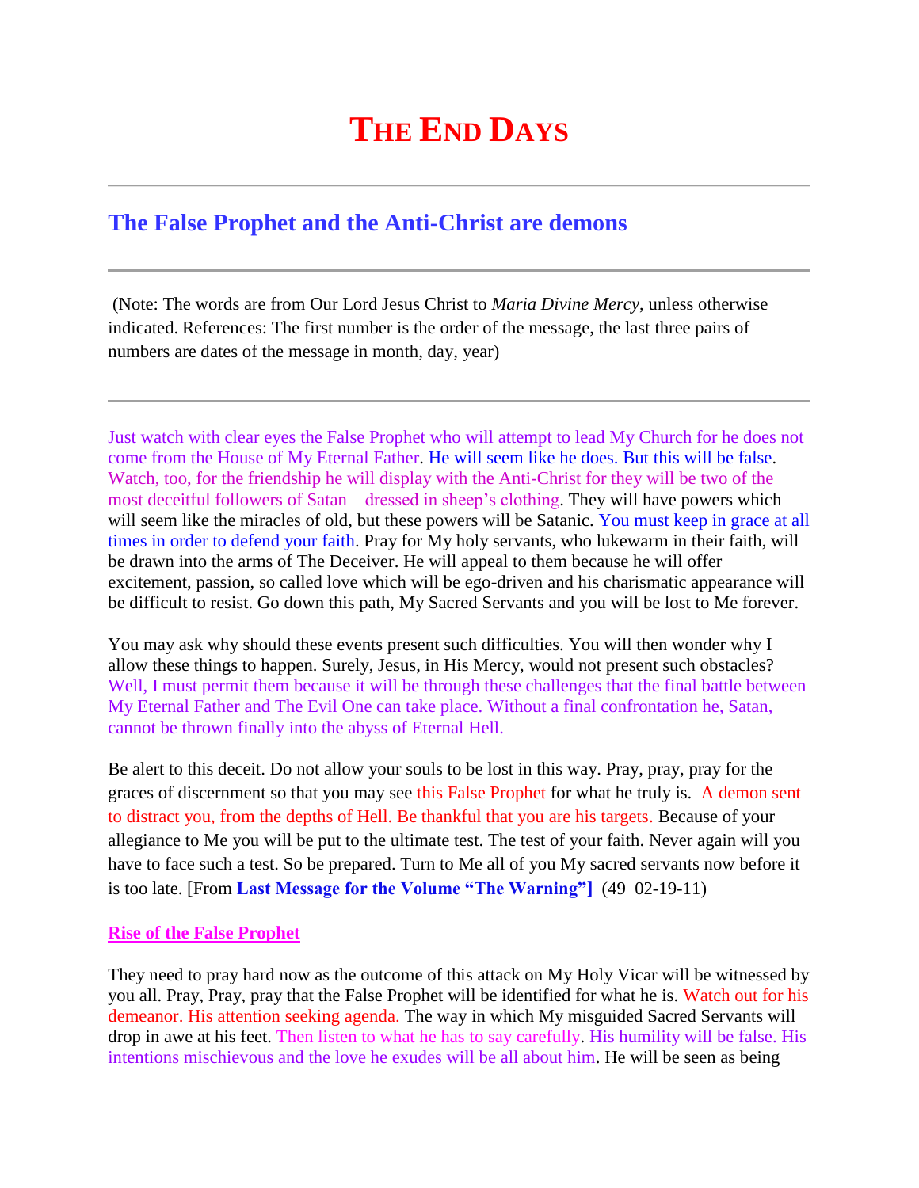# THE END DAYS

## The False Prophet and the Anti-Christ are demons

(Note: The words are from Our Lord Jesus Christ to *Maria Divine Mercy*, unless otherwise indicated. References: The first number is the order of the message, the last three pairs of numbers are dates of the message in month, day, year)

Just watch with clear eyes the False Prophet who will attempt to lead My Church for he does not come from the House of My Eternal Father. He will seem like he does. But this will be false. Watch, too, for the friendship he will display with the Anti-Christ for they will be two of the most deceitful followers of Satan – dressed in sheep's clothing. They will have powers which will seem like the miracles of old, but these powers will be Satanic. You must keep in grace at all times in order to defend your faith. Pray for My holy servants, who lukewarm in their faith, will be drawn into the arms of The Deceiver. He will appeal to them because he will offer excitement, passion, so called love which will be ego-driven and his charismatic appearance will be difficult to resist. Go down this path, My Sacred Servants and you will be lost to Me forever.

You may ask why should these events present such difficulties. You will then wonder why I allow these things to happen. Surely, Jesus, in His Mercy, would not present such obstacles? Well, I must permit them because it will be through these challenges that the final battle between My Eternal Father and The Evil One can take place. Without a final confrontation he, Satan, cannot be thrown finally into the abyss of Eternal Hell.

Be alert to this deceit. Do not allow your souls to be lost in this way. Pray, pray, pray for the graces of discernment so that you may see this False Prophet for what he truly is. A demon sent to distract you, from the depths of Hell. Be thankful that you are his targets. Because of your allegiance to Me you will be put to the ultimate test. The test of your faith. Never again will you have to face such a test. So be prepared. Turn to Me all of you My sacred servants now before it is too late. [From **Last Message for the Volume "The Warning"]** (49 02-19-11)

**Rise of the False Prophet**

They need to pray hard now as the outcome of this attack on My Holy Vicar will be witnessed by you all. Pray, Pray, pray that the False Prophet will be identified for what he is. Watch out for his demeanor. His attention seeking agenda. The way in which My misguided Sacred Servants will drop in awe at his feet. Then listen to what he has to say carefully. His humility will be false. His intentions mischievous and the love he exudes will be all about him. He will be seen as being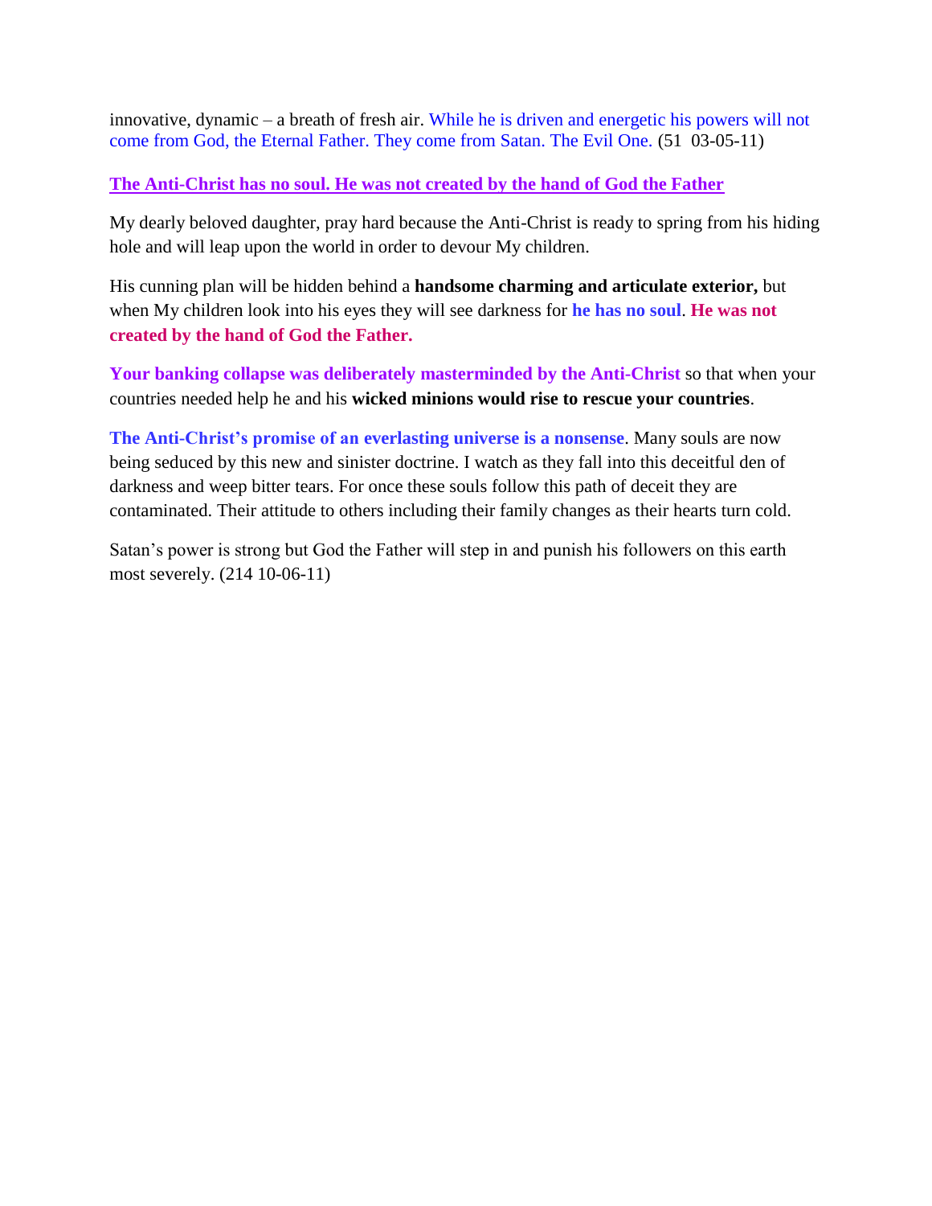innovative, dynamic – a breath of fresh air. While he is driven and energetic his powers will not come from God, the Eternal Father. They come from Satan. The Evil One. (51 03-05-11)

**The Anti-Christ has no soul. He was not created by the hand of God the Father**

My dearly beloved daughter, pray hard because the Anti-Christ is ready to spring from his hiding hole and will leap upon the world in order to devour My children.

His cunning plan will be hidden behind a **handsome charming and articulate exterior,** but when My children look into his eyes they will see darkness for **he has no soul**. **He was not created by the hand of God the Father.**

**Your banking collapse was deliberately masterminded by the Anti-Christ** so that when your countries needed help he and his **wicked minions would rise to rescue your countries**.

**The Anti-Christ's promise of an everlasting universe is a nonsense**. Many souls are now being seduced by this new and sinister doctrine. I watch as they fall into this deceitful den of darkness and weep bitter tears. For once these souls follow this path of deceit they are contaminated. Their attitude to others including their family changes as their hearts turn cold.

Satan's power is strong but God the Father will step in and punish his followers on this earth most severely. (214 10-06-11)